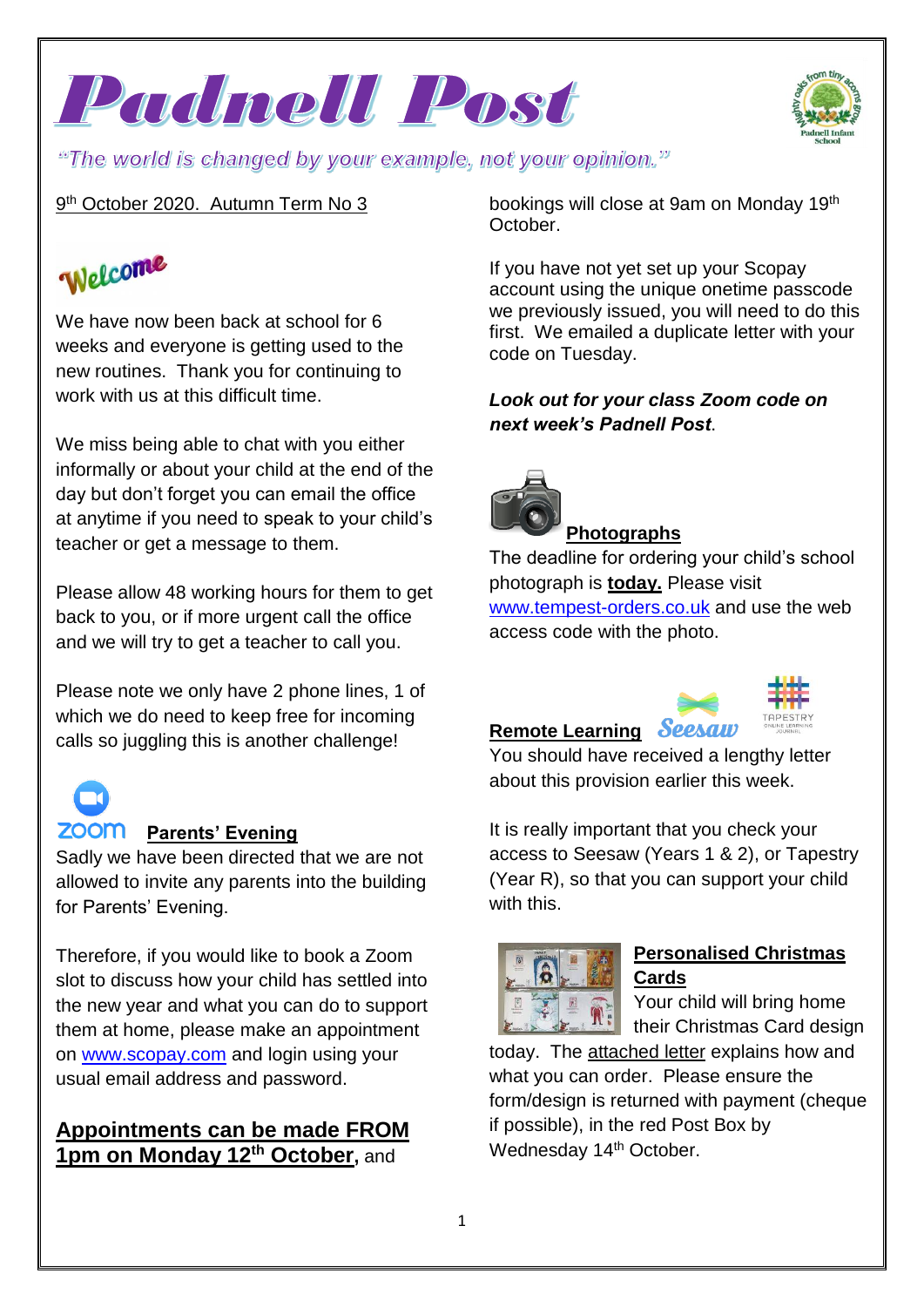# Padnell Post

*"The world is changed by your example, not your opinion."*

9th October 2020. Autumn Term No 3

## Welcome

We have now been back at school for 6 weeks and everyone is getting used to the new routines. Thank you for continuing to work with us at this difficult time.

We miss being able to chat with you either informally or about your child at the end of the day but don't forget you can email the office at anytime if you need to speak to your child's teacher or get a message to them.

Please allow 48 working hours for them to get back to you, or if more urgent call the office and we will try to get a teacher to call you.

Please note we only have 2 phone lines, 1 of which we do need to keep free for incoming calls so juggling this is another challenge!

## Parents' Evening

Sadly we have been directed that we are not allowed to invite any parents into the building for Parents' Evening.

Therefore, if you would like to book a Zoom slot to discuss how your child has settled into the new year and what you can do to support them at home, please make an appointment on www.scopay.com and login using your usual email address and password.

**Appointments can be made FROM 1pm on Monday 12th October,** and bookings will close at 9am on Monday 19th October.

If you have not yet set up your Scopay account using the unique onetime passcode we previously issued, you will need to do this first. We emailed a duplicate letter with your code on Tuesday.

***Look out for your class Zoom code on next week's Padnell Post.***

## Photographs

The deadline for ordering your child's school photograph is **today.** Please visit www.tempest-orders.co.uk and use the web access code with the photo.

## Remote Learning

You should have received a lengthy letter about this provision earlier this week.

It is really important that you check your access to Seesaw (Years 1 & 2), or Tapestry (Year R), so that you can support your child with this.

## Personalised Christmas Cards

Your child will bring home their Christmas Card design today. The attached letter explains how and what you can order. Please ensure the form/design is returned with payment (cheque if possible), in the red Post Box by Wednesday 14th October.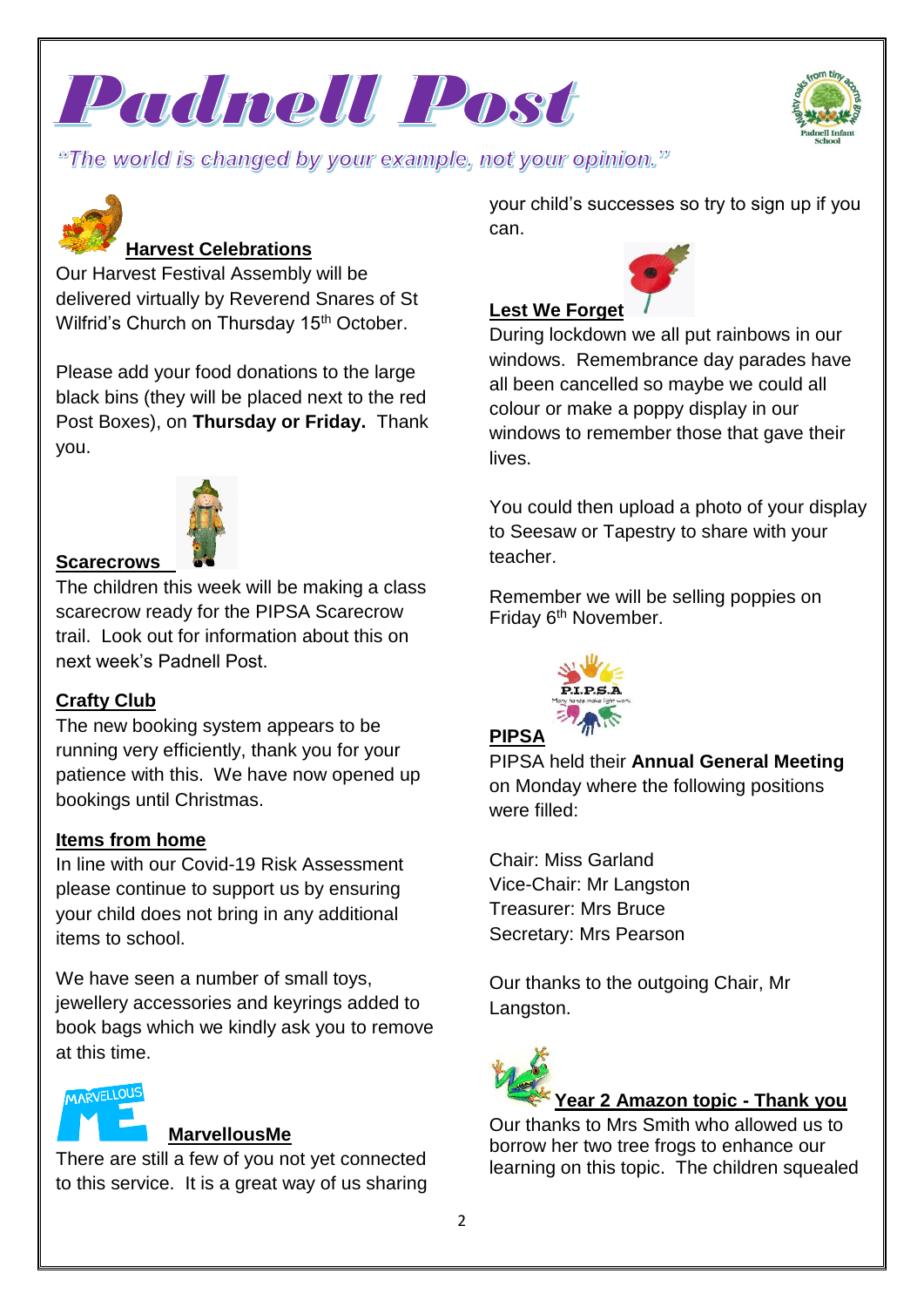# Padnell Post

*"The world is changed by your example, not your opinion."*

## Harvest Celebrations

Our Harvest Festival Assembly will be delivered virtually by Reverend Snares of St Wilfrid's Church on Thursday 15th October.

Please add your food donations to the large black bins (they will be placed next to the red Post Boxes), on **Thursday or Friday.** Thank you.

## Scarecrows

The children this week will be making a class scarecrow ready for the PIPSA Scarecrow trail. Look out for information about this on next week's Padnell Post.

## Crafty Club

The new booking system appears to be running very efficiently, thank you for your patience with this. We have now opened up bookings until Christmas.

## Items from home

In line with our Covid-19 Risk Assessment please continue to support us by ensuring your child does not bring in any additional items to school.

We have seen a number of small toys, jewellery accessories and keyrings added to book bags which we kindly ask you to remove at this time.

## MarvellousMe

There are still a few of you not yet connected to this service. It is a great way of us sharing your child's successes so try to sign up if you can.

## Lest We Forget

During lockdown we all put rainbows in our windows. Remembrance day parades have all been cancelled so maybe we could all colour or make a poppy display in our windows to remember those that gave their lives.

You could then upload a photo of your display to Seesaw or Tapestry to share with your teacher.

Remember we will be selling poppies on Friday 6th November.

## PIPSA

PIPSA held their **Annual General Meeting** on Monday where the following positions were filled:

Chair: Miss Garland
Vice-Chair: Mr Langston
Treasurer: Mrs Bruce
Secretary: Mrs Pearson

Our thanks to the outgoing Chair, Mr Langston.

## Year 2 Amazon topic - Thank you

Our thanks to Mrs Smith who allowed us to borrow her two tree frogs to enhance our learning on this topic. The children squealed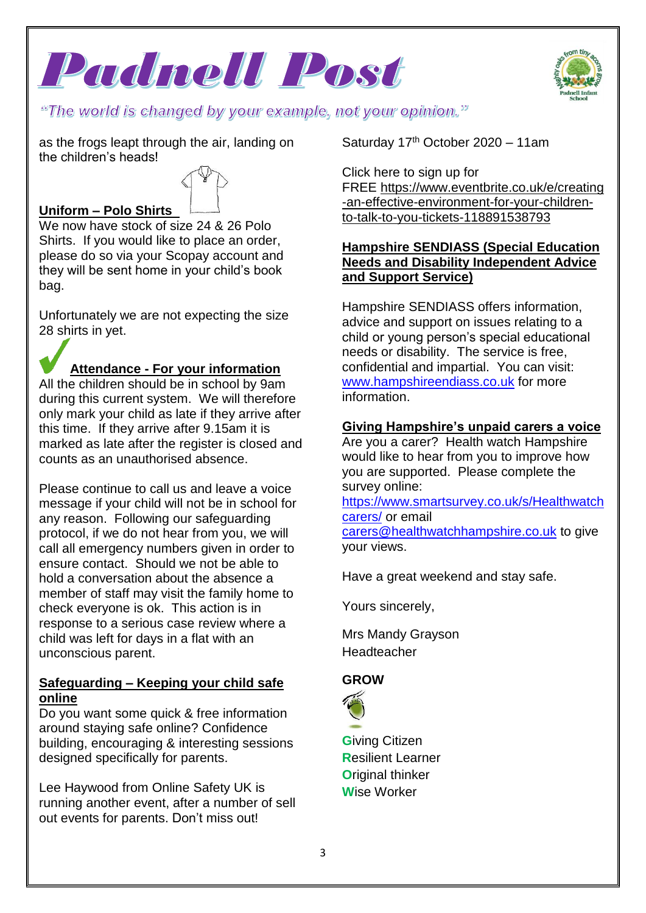# Padnell Post

*"The world is changed by your example, not your opinion."*

as the frogs leapt through the air, landing on the children's heads!

**Uniform – Polo Shirts**

We now have stock of size 24 & 26 Polo Shirts. If you would like to place an order, please do so via your Scopay account and they will be sent home in your child's book bag.

Unfortunately we are not expecting the size 28 shirts in yet.

**Attendance - For your information**

All the children should be in school by 9am during this current system. We will therefore only mark your child as late if they arrive after this time. If they arrive after 9.15am it is marked as late after the register is closed and counts as an unauthorised absence.

Please continue to call us and leave a voice message if your child will not be in school for any reason. Following our safeguarding protocol, if we do not hear from you, we will call all emergency numbers given in order to ensure contact. Should we not be able to hold a conversation about the absence a member of staff may visit the family home to check everyone is ok. This action is in response to a serious case review where a child was left for days in a flat with an unconscious parent.

**Safeguarding – Keeping your child safe online**

Do you want some quick & free information around staying safe online? Confidence building, encouraging & interesting sessions designed specifically for parents.

Lee Haywood from Online Safety UK is running another event, after a number of sell out events for parents. Don't miss out!

Saturday 17th October 2020 – 11am

Click here to sign up for FREE https://www.eventbrite.co.uk/e/creating-an-effective-environment-for-your-children-to-talk-to-you-tickets-118891538793

**Hampshire SENDIASS (Special Education Needs and Disability Independent Advice and Support Service)**

Hampshire SENDIASS offers information, advice and support on issues relating to a child or young person's special educational needs or disability. The service is free, confidential and impartial. You can visit: www.hampshireendiass.co.uk for more information.

**Giving Hampshire's unpaid carers a voice**

Are you a carer? Health watch Hampshire would like to hear from you to improve how you are supported. Please complete the survey online: https://www.smartsurvey.co.uk/s/Healthwatchcarers/ or email carers@healthwatchhampshire.co.uk to give your views.

Have a great weekend and stay safe.

Yours sincerely,

Mrs Mandy Grayson
Headteacher

**GROW**

**G**iving Citizen
**R**esilient Learner
**O**riginal thinker
**W**ise Worker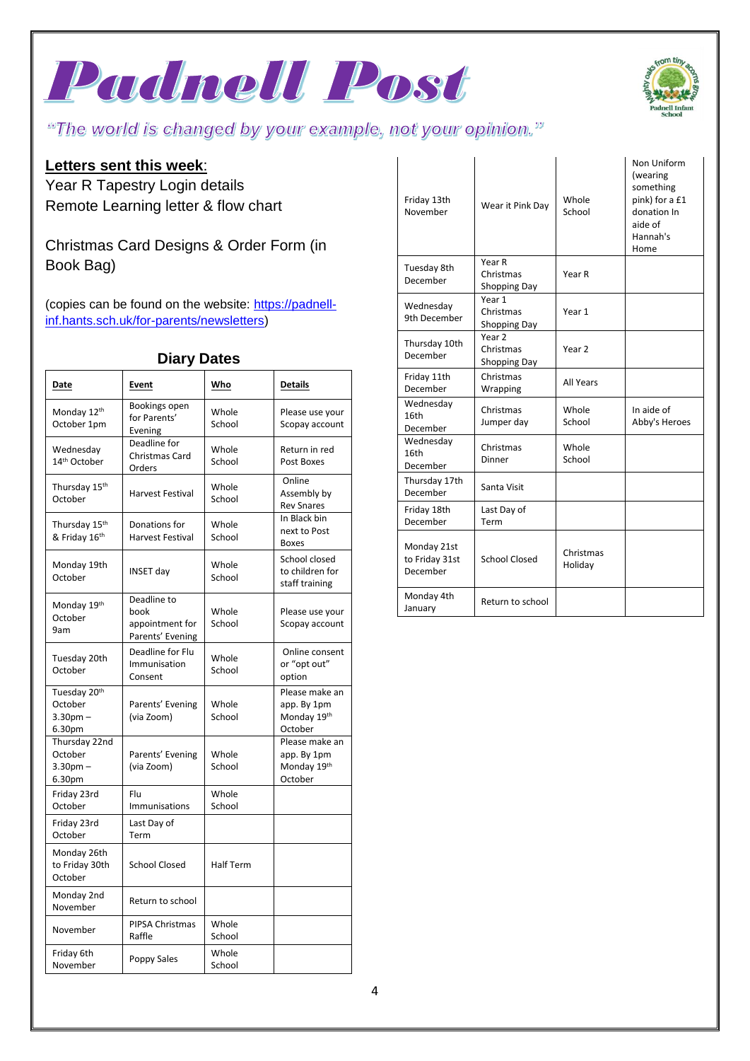# Padnell Post

*"The world is changed by your example, not your opinion."*

**Letters sent this week**:

Year R Tapestry Login details

Remote Learning letter & flow chart

Christmas Card Designs & Order Form (in Book Bag)

(copies can be found on the website: https://padnell-inf.hants.sch.uk/for-parents/newsletters)

## Diary Dates

| Date | Event | Who | Details |
|---|---|---|---|
| Monday 12th October 1pm | Bookings open for Parents' Evening | Whole School | Please use your Scopay account |
| Wednesday 14th October | Deadline for Christmas Card Orders | Whole School | Return in red Post Boxes |
| Thursday 15th October | Harvest Festival | Whole School | Online Assembly by Rev Snares |
| Thursday 15th & Friday 16th | Donations for Harvest Festival | Whole School | In Black bin next to Post Boxes |
| Monday 19th October | INSET day | Whole School | School closed to children for staff training |
| Monday 19th October 9am | Deadline to book appointment for Parents' Evening | Whole School | Please use your Scopay account |
| Tuesday 20th October | Deadline for Flu Immunisation Consent | Whole School | Online consent or "opt out" option |
| Tuesday 20th October 3.30pm – 6.30pm | Parents' Evening (via Zoom) | Whole School | Please make an app. By 1pm Monday 19th October |
| Thursday 22nd October 3.30pm – 6.30pm | Parents' Evening (via Zoom) | Whole School | Please make an app. By 1pm Monday 19th October |
| Friday 23rd October | Flu Immunisations | Whole School | |
| Friday 23rd October | Last Day of Term | | |
| Monday 26th to Friday 30th October | School Closed | Half Term | |
| Monday 2nd November | Return to school | | |
| November | PIPSA Christmas Raffle | Whole School | |
| Friday 6th November | Poppy Sales | Whole School | |
| Friday 13th November | Wear it Pink Day | Whole School | Non Uniform (wearing something pink) for a £1 donation In aide of Hannah's Home |
| Tuesday 8th December | Year R Christmas Shopping Day | Year R | |
| Wednesday 9th December | Year 1 Christmas Shopping Day | Year 1 | |
| Thursday 10th December | Year 2 Christmas Shopping Day | Year 2 | |
| Friday 11th December | Christmas Wrapping | All Years | |
| Wednesday 16th December | Christmas Jumper day | Whole School | In aide of Abby's Heroes |
| Wednesday 16th December | Christmas Dinner | Whole School | |
| Thursday 17th December | Santa Visit | | |
| Friday 18th December | Last Day of Term | | |
| Monday 21st to Friday 31st December | School Closed | Christmas Holiday | |
| Monday 4th January | Return to school | | |